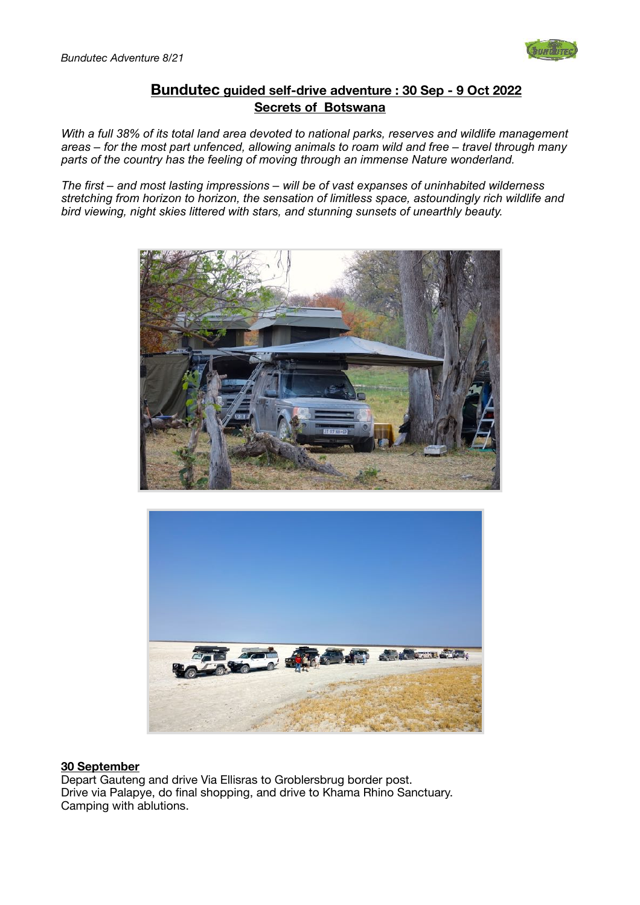# **Bundutec** guided self-drive adventure : 30 Sep - 9 Oct 2022

## Secrets of Botswana

*With a full 38% of its total land area devoted to national parks, reserves and wildlife management areas – for the most part unfenced, allowing animals to roam wild and free – travel through many parts of the country has the feeling of moving through an immense Nature wonderland.*

*The first – and most lasting impressions – will be of vast expanses of uninhabited wilderness stretching from horizon to horizon, the sensation of limitless space, astoundingly rich wildlife and bird viewing, night skies littered with stars, and stunning sunsets of unearthly beauty.*

### 30 September

Depart Gauteng and drive Via Ellisras to Groblersbrug border post.
Drive via Palapye, do final shopping, and drive to Khama Rhino Sanctuary.
Camping with ablutions.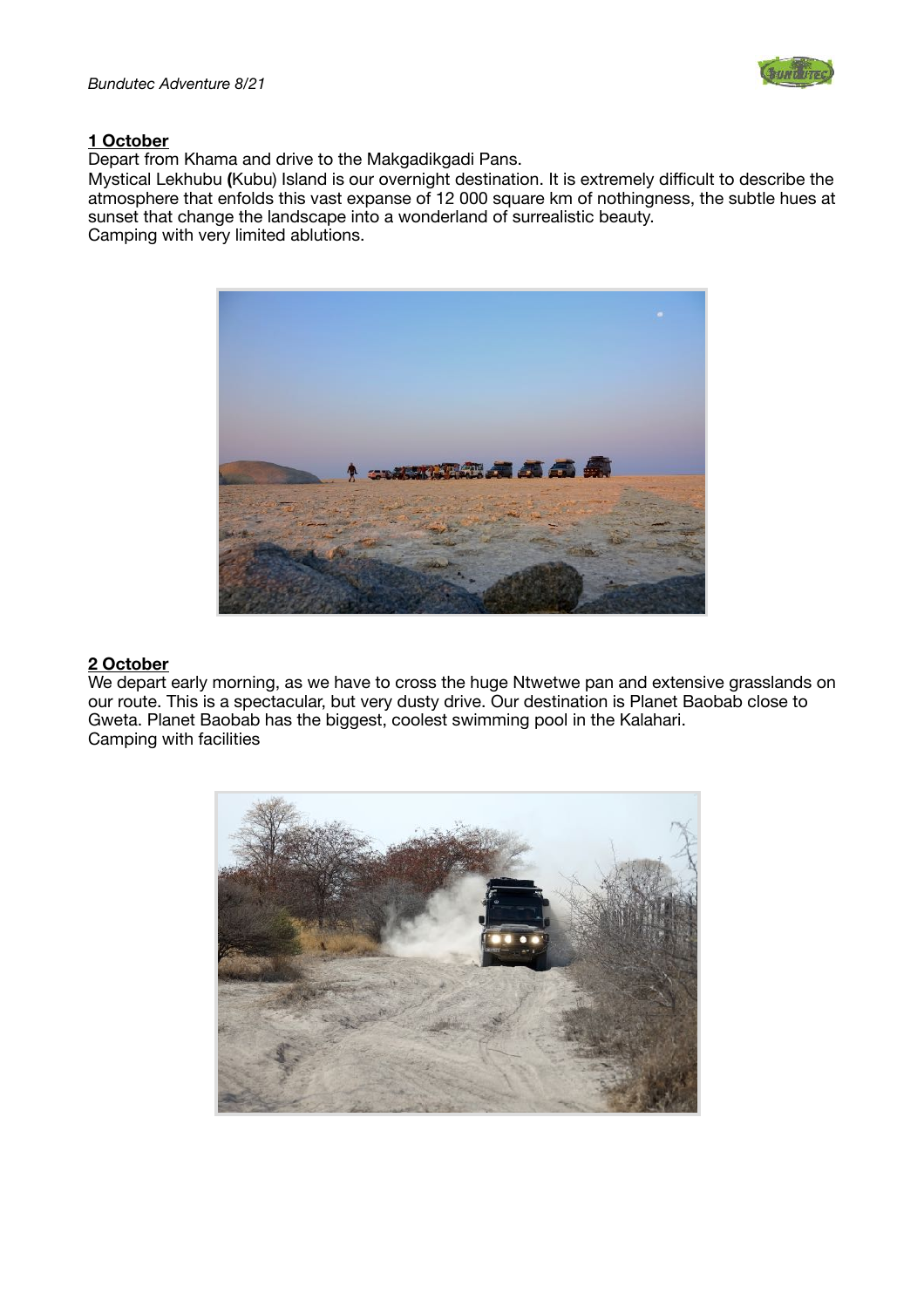**1 October**

Depart from Khama and drive to the Makgadikgadi Pans.
Mystical Lekhubu **(**Kubu) Island is our overnight destination. It is extremely difficult to describe the atmosphere that enfolds this vast expanse of 12 000 square km of nothingness, the subtle hues at sunset that change the landscape into a wonderland of surrealistic beauty.
Camping with very limited ablutions.

**2 October**

We depart early morning, as we have to cross the huge Ntwetwe pan and extensive grasslands on our route. This is a spectacular, but very dusty drive. Our destination is Planet Baobab close to Gweta. Planet Baobab has the biggest, coolest swimming pool in the Kalahari.
Camping with facilities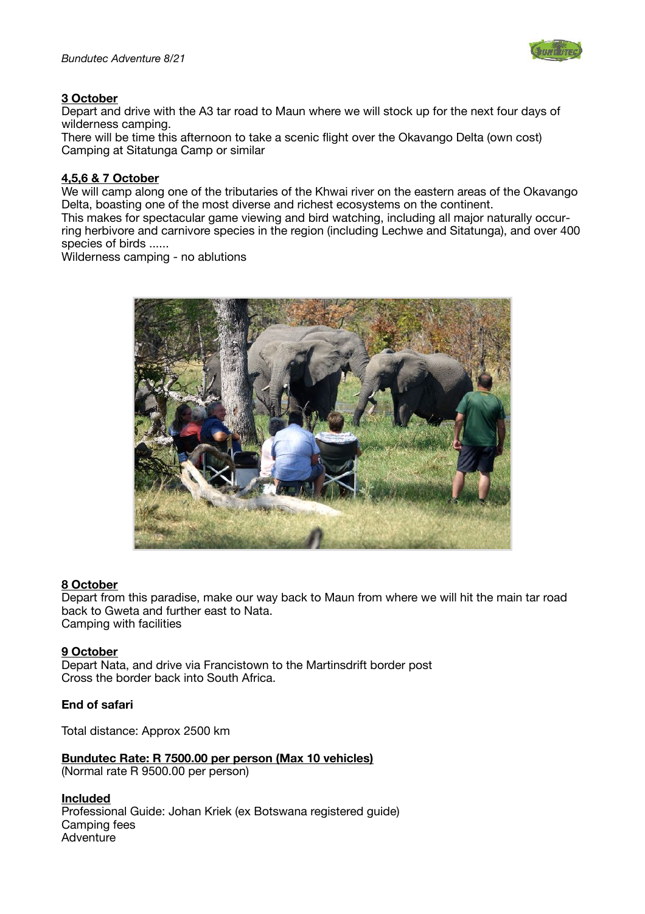**3 October**
Depart and drive with the A3 tar road to Maun where we will stock up for the next four days of wilderness camping.
There will be time this afternoon to take a scenic flight over the Okavango Delta (own cost)
Camping at Sitatunga Camp or similar

**4,5,6 & 7 October**
We will camp along one of the tributaries of the Khwai river on the eastern areas of the Okavango Delta, boasting one of the most diverse and richest ecosystems on the continent.
This makes for spectacular game viewing and bird watching, including all major naturally occurring herbivore and carnivore species in the region (including Lechwe and Sitatunga), and over 400 species of birds ......
Wilderness camping - no ablutions

**8 October**
Depart from this paradise, make our way back to Maun from where we will hit the main tar road back to Gweta and further east to Nata.
Camping with facilities

**9 October**
Depart Nata, and drive via Francistown to the Martinsdrift border post
Cross the border back into South Africa.

**End of safari**

Total distance: Approx 2500 km

**Bundutec Rate: R 7500.00 per person (Max 10 vehicles)**
(Normal rate R 9500.00 per person)

**Included**
Professional Guide: Johan Kriek (ex Botswana registered guide)
Camping fees
Adventure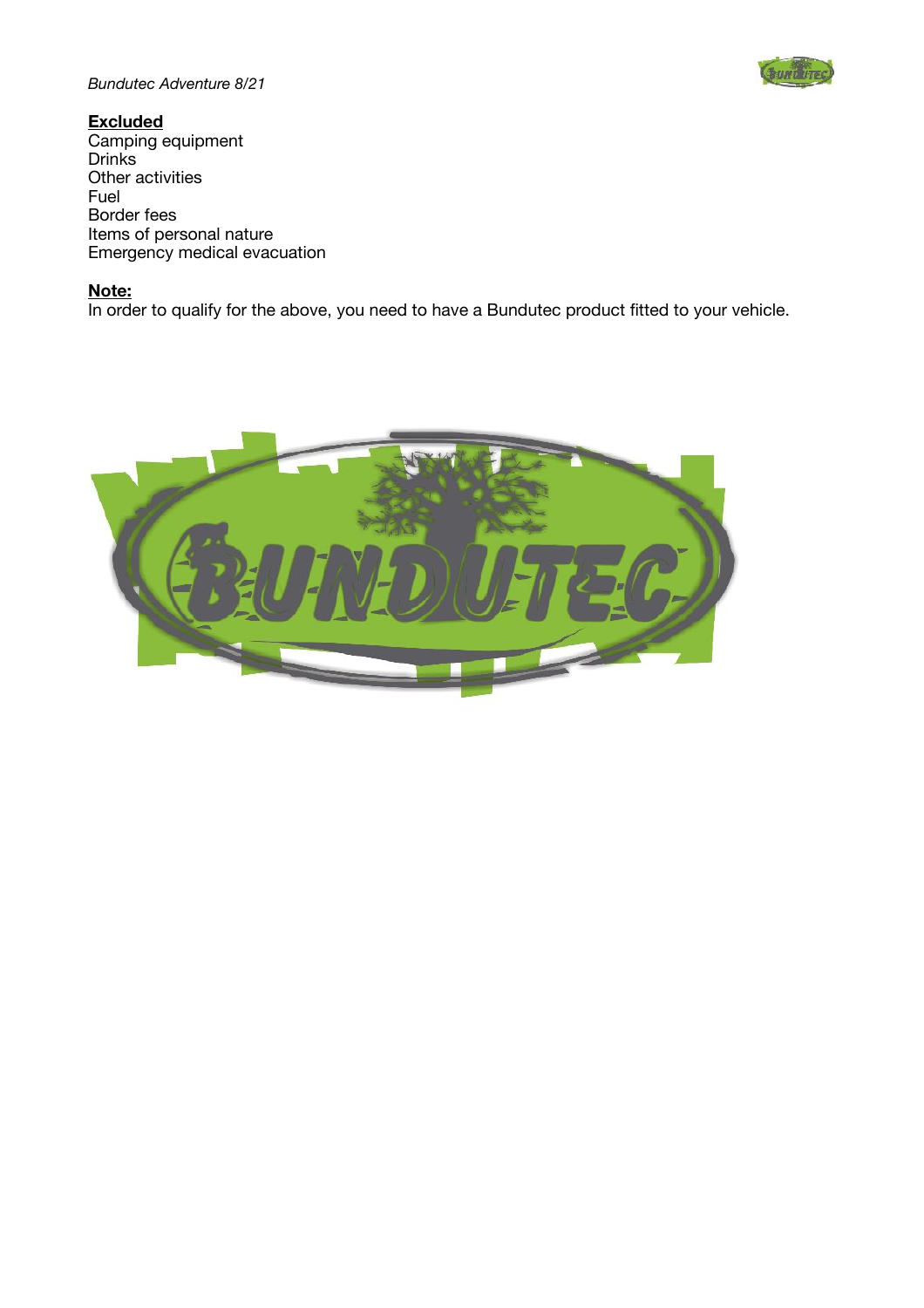**Excluded**

Camping equipment
Drinks
Other activities
Fuel
Border fees
Items of personal nature
Emergency medical evacuation

**Note:**

In order to qualify for the above, you need to have a Bundutec product fitted to your vehicle.